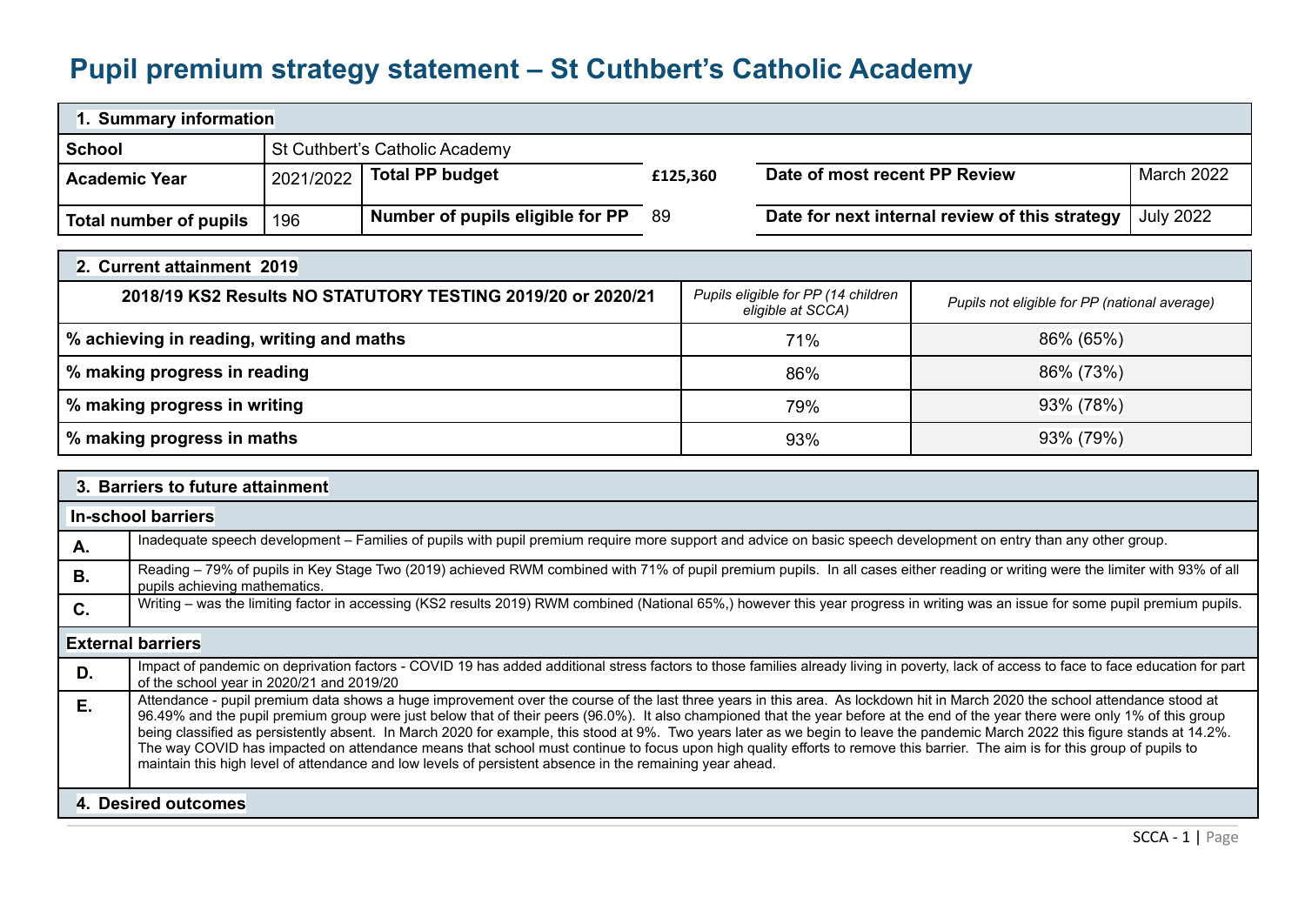# Pupil premium strategy statement – St Cuthbert's Catholic Academy

| 1. Summary information | | | | | |
|---|---|---|---|---|---|
| **School** | St Cuthbert's Catholic Academy | | | | |
| **Academic Year** | 2021/2022 | **Total PP budget** | **£125,360** | **Date of most recent PP Review** | March 2022 |
| **Total number of pupils** | 196 | **Number of pupils eligible for PP** | 89 | **Date for next internal review of this strategy** | July 2022 |

| 2. Current attainment 2019 | | |
|---|---|---|
| **2018/19 KS2 Results NO STATUTORY TESTING 2019/20 or 2020/21** | *Pupils eligible for PP (14 children eligible at SCCA)* | *Pupils not eligible for PP (national average)* |
| **% achieving in reading, writing and maths** | 71% | 86% (65%) |
| **% making progress in reading** | 86% | 86% (73%) |
| **% making progress in writing** | 79% | 93% (78%) |
| **% making progress in maths** | 93% | 93% (79%) |

| 3. Barriers to future attainment | |
|---|---|
| **In-school barriers** | |
| **A.** | Inadequate speech development – Families of pupils with pupil premium require more support and advice on basic speech development on entry than any other group. |
| **B.** | Reading – 79% of pupils in Key Stage Two (2019) achieved RWM combined with 71% of pupil premium pupils. In all cases either reading or writing were the limiter with 93% of all pupils achieving mathematics. |
| **C.** | Writing – was the limiting factor in accessing (KS2 results 2019) RWM combined (National 65%,) however this year progress in writing was an issue for some pupil premium pupils. |
| **External barriers** | |
| **D.** | Impact of pandemic on deprivation factors - COVID 19 has added additional stress factors to those families already living in poverty, lack of access to face to face education for part of the school year in 2020/21 and 2019/20 |
| **E.** | Attendance - pupil premium data shows a huge improvement over the course of the last three years in this area. As lockdown hit in March 2020 the school attendance stood at 96.49% and the pupil premium group were just below that of their peers (96.0%). It also championed that the year before at the end of the year there were only 1% of this group being classified as persistently absent. In March 2020 for example, this stood at 9%. Two years later as we begin to leave the pandemic March 2022 this figure stands at 14.2%. The way COVID has impacted on attendance means that school must continue to focus upon high quality efforts to remove this barrier. The aim is for this group of pupils to maintain this high level of attendance and low levels of persistent absence in the remaining year ahead. |

| 4. Desired outcomes |
|---|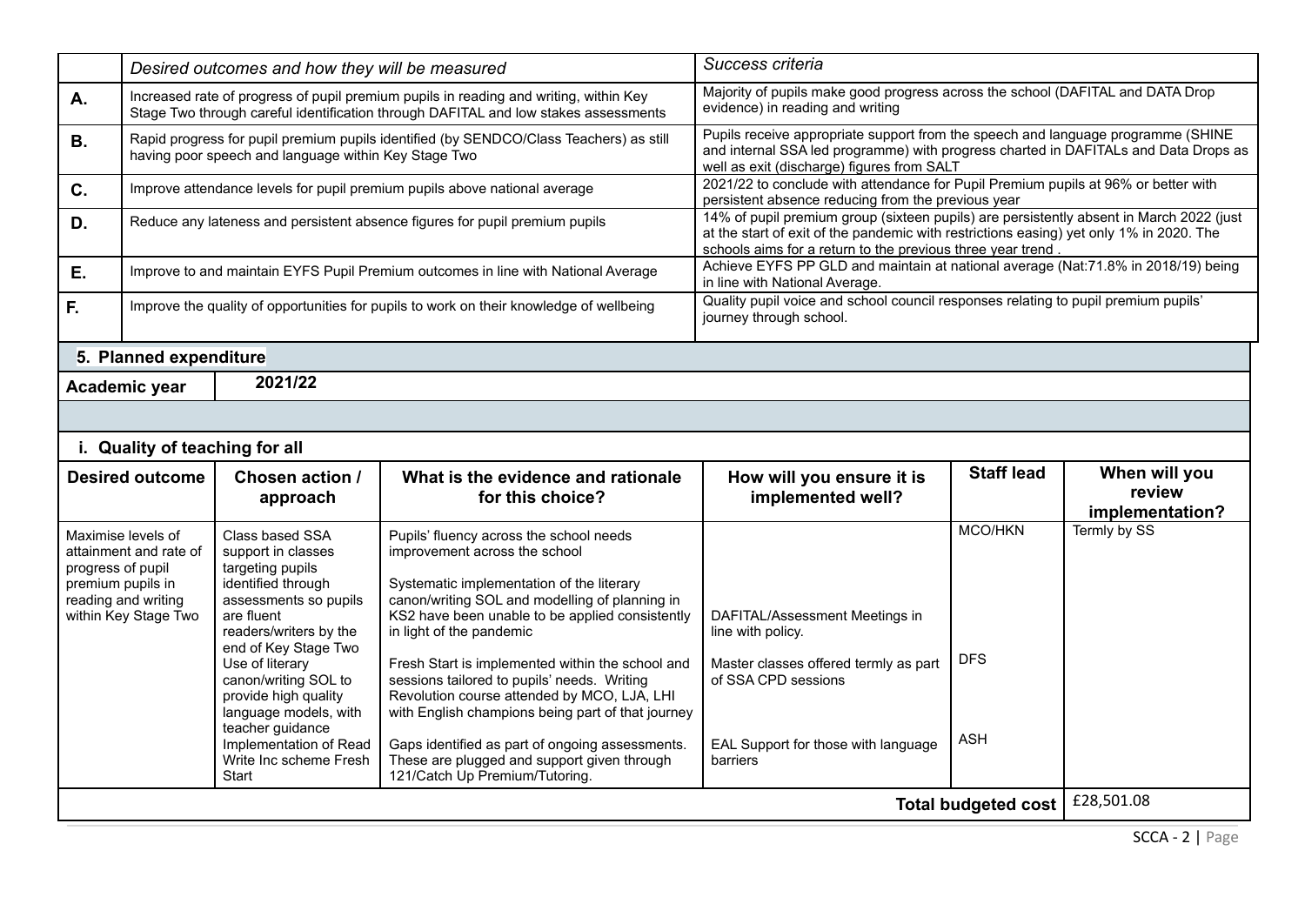| | *Desired outcomes and how they will be measured* | *Success criteria* |
|---|---|---|
| **A.** | Increased rate of progress of pupil premium pupils in reading and writing, within Key Stage Two through careful identification through DAFITAL and low stakes assessments | Majority of pupils make good progress across the school (DAFITAL and DATA Drop evidence) in reading and writing |
| **B.** | Rapid progress for pupil premium pupils identified (by SENDCO/Class Teachers) as still having poor speech and language within Key Stage Two | Pupils receive appropriate support from the speech and language programme (SHINE and internal SSA led programme) with progress charted in DAFITALs and Data Drops as well as exit (discharge) figures from SALT |
| **C.** | Improve attendance levels for pupil premium pupils above national average | 2021/22 to conclude with attendance for Pupil Premium pupils at 96% or better with persistent absence reducing from the previous year |
| **D.** | Reduce any lateness and persistent absence figures for pupil premium pupils | 14% of pupil premium group (sixteen pupils) are persistently absent in March 2022 (just at the start of exit of the pandemic with restrictions easing) yet only 1% in 2020. The schools aims for a return to the previous three year trend . |
| **E.** | Improve to and maintain EYFS Pupil Premium outcomes in line with National Average | Achieve EYFS PP GLD and maintain at national average (Nat:71.8% in 2018/19) being in line with National Average. |
| **F.** | Improve the quality of opportunities for pupils to work on their knowledge of wellbeing | Quality pupil voice and school council responses relating to pupil premium pupils' journey through school. |

## 5. Planned expenditure

| **Academic year** | **2021/22** |
|---|---|

### i. Quality of teaching for all

| Desired outcome | Chosen action / approach | What is the evidence and rationale for this choice? | How will you ensure it is implemented well? | Staff lead | When will you review implementation? |
|---|---|---|---|---|---|
| Maximise levels of attainment and rate of progress of pupil premium pupils in reading and writing within Key Stage Two | Class based SSA support in classes targeting pupils identified through assessments so pupils are fluent readers/writers by the end of Key Stage Two<br>Use of literary canon/writing SOL to provide high quality language models, with teacher guidance<br>Implementation of Read Write Inc scheme Fresh Start | Pupils' fluency across the school needs improvement across the school<br><br>Systematic implementation of the literary canon/writing SOL and modelling of planning in KS2 have been unable to be applied consistently in light of the pandemic<br><br>Fresh Start is implemented within the school and sessions tailored to pupils' needs. Writing Revolution course attended by MCO, LJA, LHI with English champions being part of that journey<br><br>Gaps identified as part of ongoing assessments. These are plugged and support given through 121/Catch Up Premium/Tutoring. | DAFITAL/Assessment Meetings in line with policy.<br><br>Master classes offered termly as part of SSA CPD sessions<br><br>EAL Support for those with language barriers | MCO/HKN<br><br>DFS<br><br>ASH | Termly by SS |
| | | | | **Total budgeted cost** | £28,501.08 |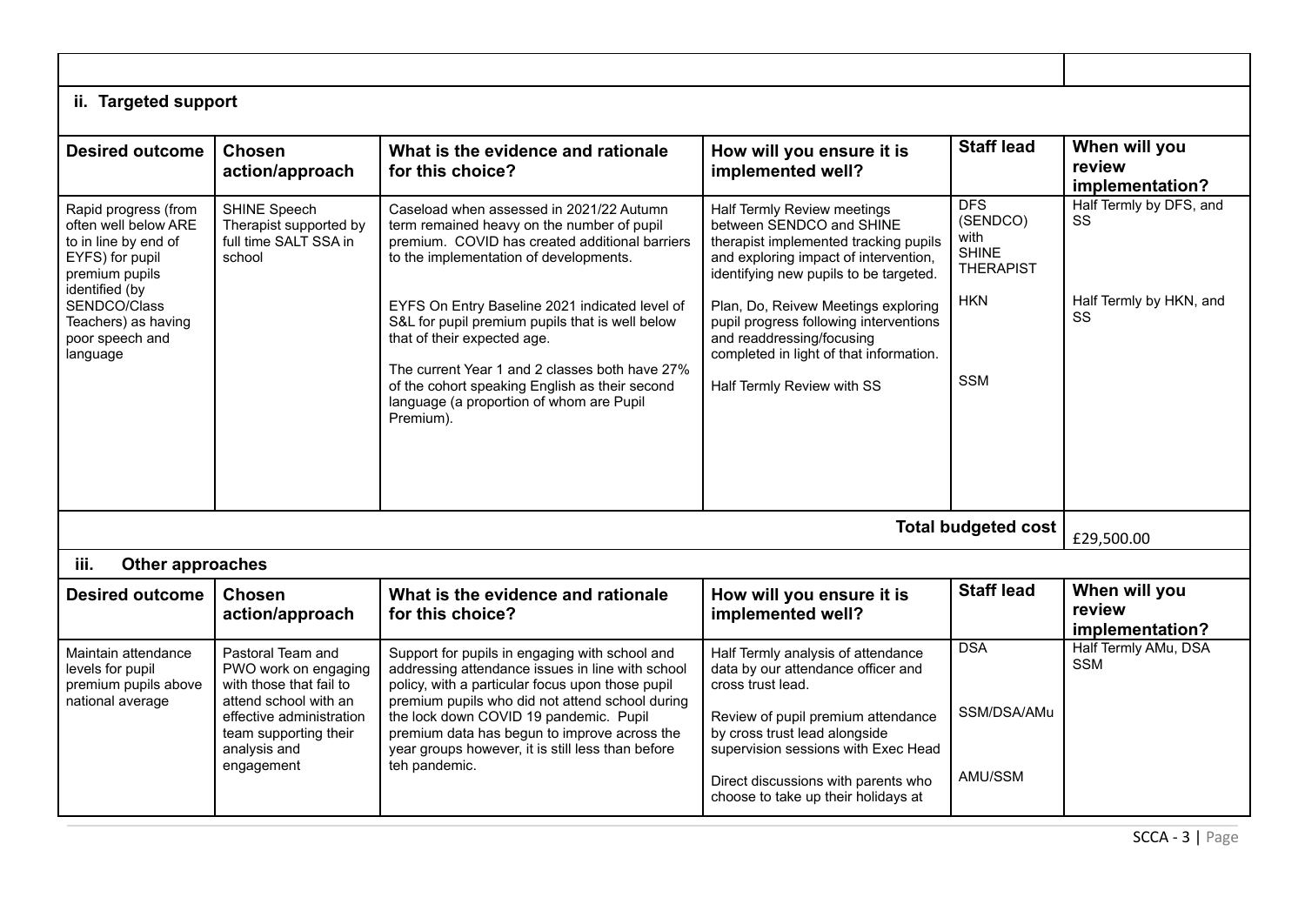## ii. Targeted support

| Desired outcome | Chosen action/approach | What is the evidence and rationale for this choice? | How will you ensure it is implemented well? | Staff lead | When will you review implementation? |
|---|---|---|---|---|---|
| Rapid progress (from often well below ARE to in line by end of EYFS) for pupil premium pupils identified (by SENDCO/Class Teachers) as having poor speech and language | SHINE Speech Therapist supported by full time SALT SSA in school | Caseload when assessed in 2021/22 Autumn term remained heavy on the number of pupil premium. COVID has created additional barriers to the implementation of developments.<br><br>EYFS On Entry Baseline 2021 indicated level of S&L for pupil premium pupils that is well below that of their expected age.<br><br>The current Year 1 and 2 classes both have 27% of the cohort speaking English as their second language (a proportion of whom are Pupil Premium). | Half Termly Review meetings between SENDCO and SHINE therapist implemented tracking pupils and exploring impact of intervention, identifying new pupils to be targeted.<br><br>Plan, Do, Reivew Meetings exploring pupil progress following interventions and readdressing/focusing completed in light of that information.<br><br>Half Termly Review with SS | DFS (SENDCO) with SHINE THERAPIST<br><br>HKN<br><br>SSM | Half Termly by DFS, and SS<br><br>Half Termly by HKN, and SS |
| | | | | **Total budgeted cost** | £29,500.00 |

## iii. Other approaches

| Desired outcome | Chosen action/approach | What is the evidence and rationale for this choice? | How will you ensure it is implemented well? | Staff lead | When will you review implementation? |
|---|---|---|---|---|---|
| Maintain attendance levels for pupil premium pupils above national average | Pastoral Team and PWO work on engaging with those that fail to attend school with an effective administration team supporting their analysis and engagement | Support for pupils in engaging with school and addressing attendance issues in line with school policy, with a particular focus upon those pupil premium pupils who did not attend school during the lock down COVID 19 pandemic. Pupil premium data has begun to improve across the year groups however, it is still less than before teh pandemic. | Half Termly analysis of attendance data by our attendance officer and cross trust lead.<br><br>Review of pupil premium attendance by cross trust lead alongside supervision sessions with Exec Head<br><br>Direct discussions with parents who choose to take up their holidays at | DSA<br><br>SSM/DSA/AMu<br><br>AMU/SSM | Half Termly AMu, DSA SSM |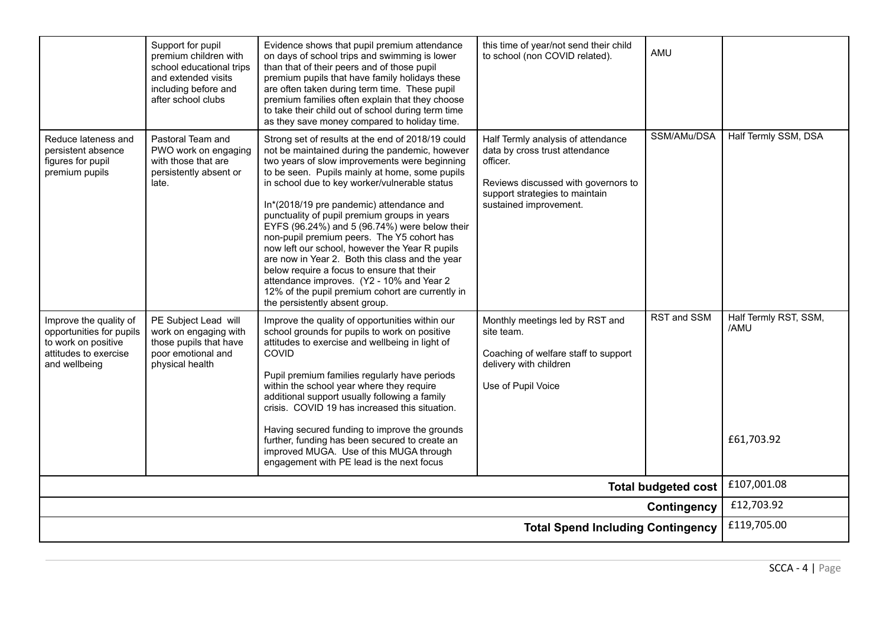| | Support for pupil premium children with school educational trips and extended visits including before and after school clubs | Evidence shows that pupil premium attendance on days of school trips and swimming is lower than that of their peers and of those pupil premium pupils that have family holidays these are often taken during term time. These pupil premium families often explain that they choose to take their child out of school during term time as they save money compared to holiday time. | this time of year/not send their child to school (non COVID related). | AMU | |
|---|---|---|---|---|---|
| Reduce lateness and persistent absence figures for pupil premium pupils | Pastoral Team and PWO work on engaging with those that are persistently absent or late. | Strong set of results at the end of 2018/19 could not be maintained during the pandemic, however two years of slow improvements were beginning to be seen. Pupils mainly at home, some pupils in school due to key worker/vulnerable status<br><br>In*(2018/19 pre pandemic) attendance and punctuality of pupil premium groups in years EYFS (96.24%) and 5 (96.74%) were below their non-pupil premium peers. The Y5 cohort has now left our school, however the Year R pupils are now in Year 2. Both this class and the year below require a focus to ensure that their attendance improves. (Y2 - 10% and Year 2 12% of the pupil premium cohort are currently in the persistently absent group. | Half Termly analysis of attendance data by cross trust attendance officer.<br><br>Reviews discussed with governors to support strategies to maintain sustained improvement. | SSM/AMu/DSA | Half Termly SSM, DSA |
| Improve the quality of opportunities for pupils to work on positive attitudes to exercise and wellbeing | PE Subject Lead will work on engaging with those pupils that have poor emotional and physical health | Improve the quality of opportunities within our school grounds for pupils to work on positive attitudes to exercise and wellbeing in light of COVID<br><br>Pupil premium families regularly have periods within the school year where they require additional support usually following a family crisis. COVID 19 has increased this situation.<br><br>Having secured funding to improve the grounds further, funding has been secured to create an improved MUGA. Use of this MUGA through engagement with PE lead is the next focus | Monthly meetings led by RST and site team.<br><br>Coaching of welfare staff to support delivery with children<br><br>Use of Pupil Voice | RST and SSM | Half Termly RST, SSM, /AMU<br><br>£61,703.92 |
| | | | | **Total budgeted cost** | £107,001.08 |
| | | | | **Contingency** | £12,703.92 |
| | | | | **Total Spend Including Contingency** | £119,705.00 |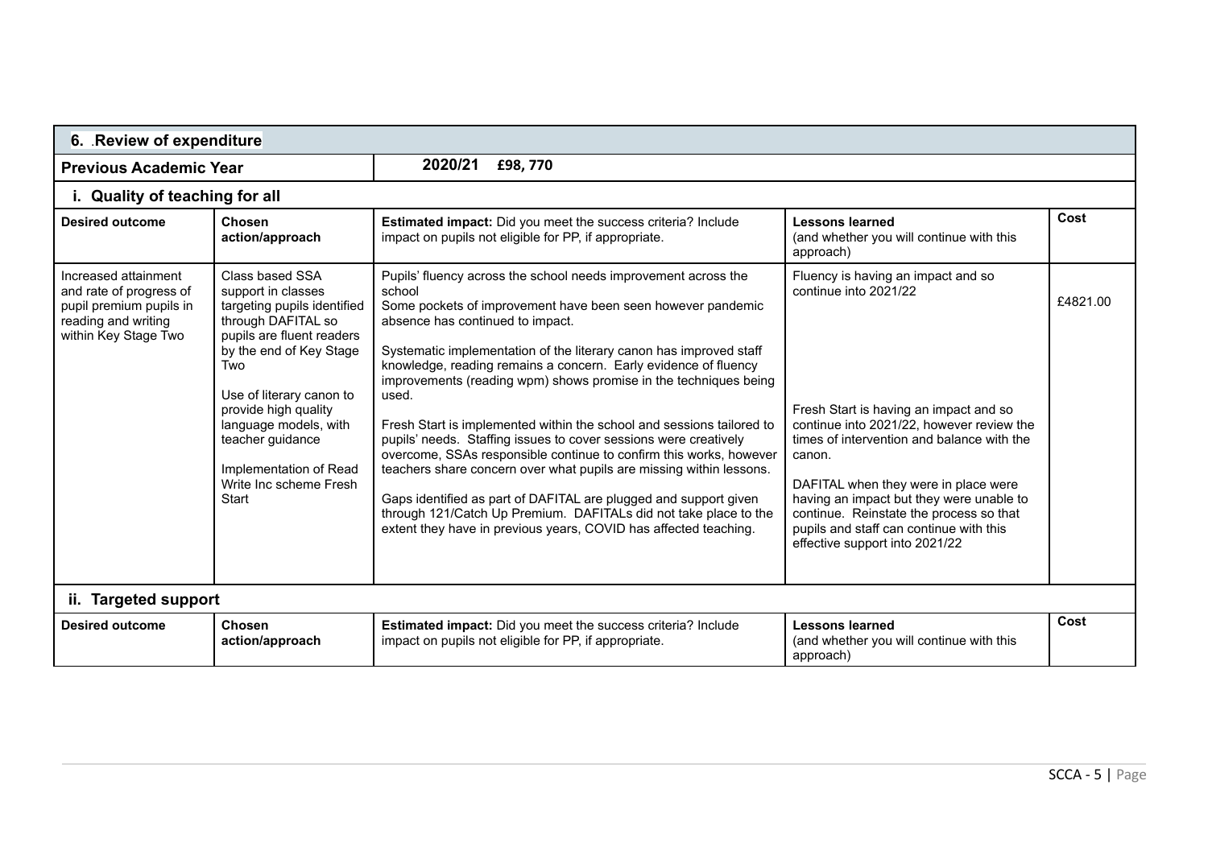## 6. .Review of expenditure

| Previous Academic Year | 2020/21 £98, 770 | | | |
|---|---|---|---|---|
| **i. Quality of teaching for all** | | | | |
| **Desired outcome** | **Chosen action/approach** | **Estimated impact:** Did you meet the success criteria? Include impact on pupils not eligible for PP, if appropriate. | **Lessons learned** (and whether you will continue with this approach) | **Cost** |
| Increased attainment and rate of progress of pupil premium pupils in reading and writing within Key Stage Two | Class based SSA support in classes targeting pupils identified through DAFITAL so pupils are fluent readers by the end of Key Stage Two<br><br>Use of literary canon to provide high quality language models, with teacher guidance<br><br>Implementation of Read Write Inc scheme Fresh Start | Pupils' fluency across the school needs improvement across the school<br>Some pockets of improvement have been seen however pandemic absence has continued to impact.<br><br>Systematic implementation of the literary canon has improved staff knowledge, reading remains a concern. Early evidence of fluency improvements (reading wpm) shows promise in the techniques being used.<br><br>Fresh Start is implemented within the school and sessions tailored to pupils' needs. Staffing issues to cover sessions were creatively overcome, SSAs responsible continue to confirm this works, however teachers share concern over what pupils are missing within lessons.<br><br>Gaps identified as part of DAFITAL are plugged and support given through 121/Catch Up Premium. DAFITALs did not take place to the extent they have in previous years, COVID has affected teaching. | Fluency is having an impact and so continue into 2021/22<br><br>Fresh Start is having an impact and so continue into 2021/22, however review the times of intervention and balance with the canon.<br><br>DAFITAL when they were in place were having an impact but they were unable to continue. Reinstate the process so that pupils and staff can continue with this effective support into 2021/22 | £4821.00 |
| **ii. Targeted support** | | | | |
| **Desired outcome** | **Chosen action/approach** | **Estimated impact:** Did you meet the success criteria? Include impact on pupils not eligible for PP, if appropriate. | **Lessons learned** (and whether you will continue with this approach) | **Cost** |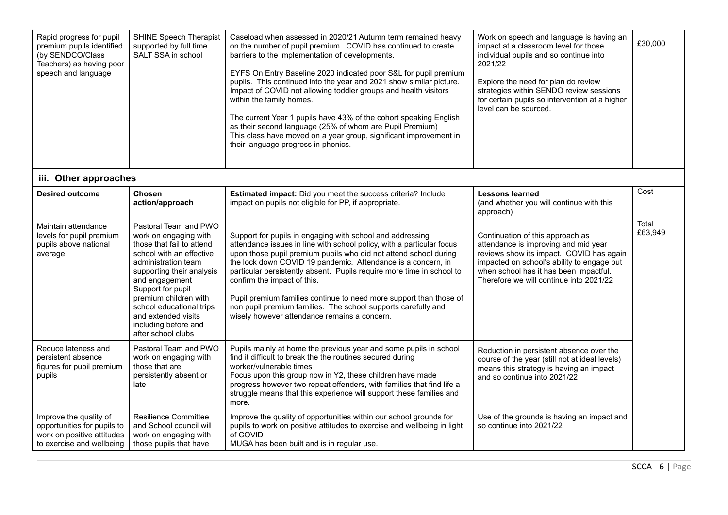| Rapid progress for pupil premium pupils identified (by SENDCO/Class Teachers) as having poor speech and language | SHINE Speech Therapist supported by full time SALT SSA in school | Caseload when assessed in 2020/21 Autumn term remained heavy on the number of pupil premium. COVID has continued to create barriers to the implementation of developments.<br><br>EYFS On Entry Baseline 2020 indicated poor S&L for pupil premium pupils. This continued into the year and 2021 show similar picture. Impact of COVID not allowing toddler groups and health visitors within the family homes.<br><br>The current Year 1 pupils have 43% of the cohort speaking English as their second language (25% of whom are Pupil Premium) This class have moved on a year group, significant improvement in their language progress in phonics. | Work on speech and language is having an impact at a classroom level for those individual pupils and so continue into 2021/22<br><br>Explore the need for plan do review strategies within SENDO review sessions for certain pupils so intervention at a higher level can be sourced. | £30,000 |
|---|---|---|---|---|

### iii. Other approaches

| Desired outcome | Chosen action/approach | Estimated impact: Did you meet the success criteria? Include impact on pupils not eligible for PP, if appropriate. | Lessons learned (and whether you will continue with this approach) | Cost |
|---|---|---|---|---|
| Maintain attendance levels for pupil premium pupils above national average | Pastoral Team and PWO work on engaging with those that fail to attend school with an effective administration team supporting their analysis and engagement<br>Support for pupil premium children with school educational trips and extended visits including before and after school clubs | Support for pupils in engaging with school and addressing attendance issues in line with school policy, with a particular focus upon those pupil premium pupils who did not attend school during the lock down COVID 19 pandemic. Attendance is a concern, in particular persistently absent. Pupils require more time in school to confirm the impact of this.<br><br>Pupil premium families continue to need more support than those of non pupil premium families. The school supports carefully and wisely however attendance remains a concern. | Continuation of this approach as attendance is improving and mid year reviews show its impact. COVID has again impacted on school's ability to engage but when school has it has been impactful. Therefore we will continue into 2021/22 | Total £63,949 |
| Reduce lateness and persistent absence figures for pupil premium pupils | Pastoral Team and PWO work on engaging with those that are persistently absent or late | Pupils mainly at home the previous year and some pupils in school find it difficult to break the the routines secured during worker/vulnerable times<br>Focus upon this group now in Y2, these children have made progress however two repeat offenders, with families that find life a struggle means that this experience will support these families and more. | Reduction in persistent absence over the course of the year (still not at ideal levels) means this strategy is having an impact and so continue into 2021/22 | |
| Improve the quality of opportunities for pupils to work on positive attitudes to exercise and wellbeing | Resilience Committee and School council will work on engaging with those pupils that have | Improve the quality of opportunities within our school grounds for pupils to work on positive attitudes to exercise and wellbeing in light of COVID<br>MUGA has been built and is in regular use. | Use of the grounds is having an impact and so continue into 2021/22 | |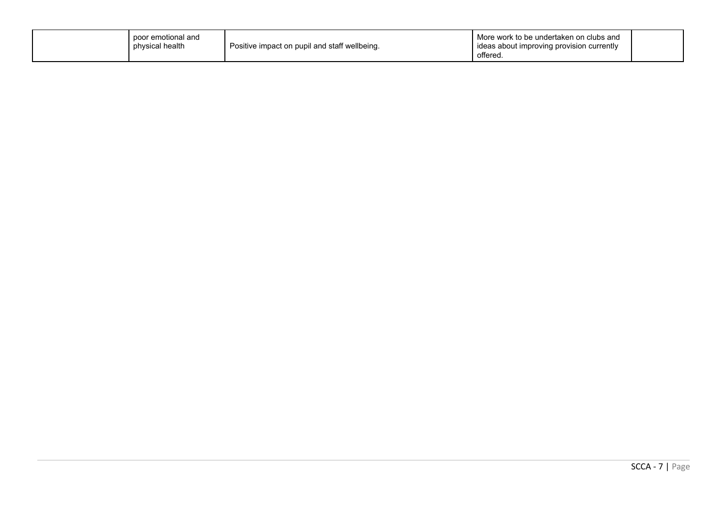| | | | | |
|---|---|---|---|---|
| | poor emotional and physical health | Positive impact on pupil and staff wellbeing. | More work to be undertaken on clubs and ideas about improving provision currently offered. | |